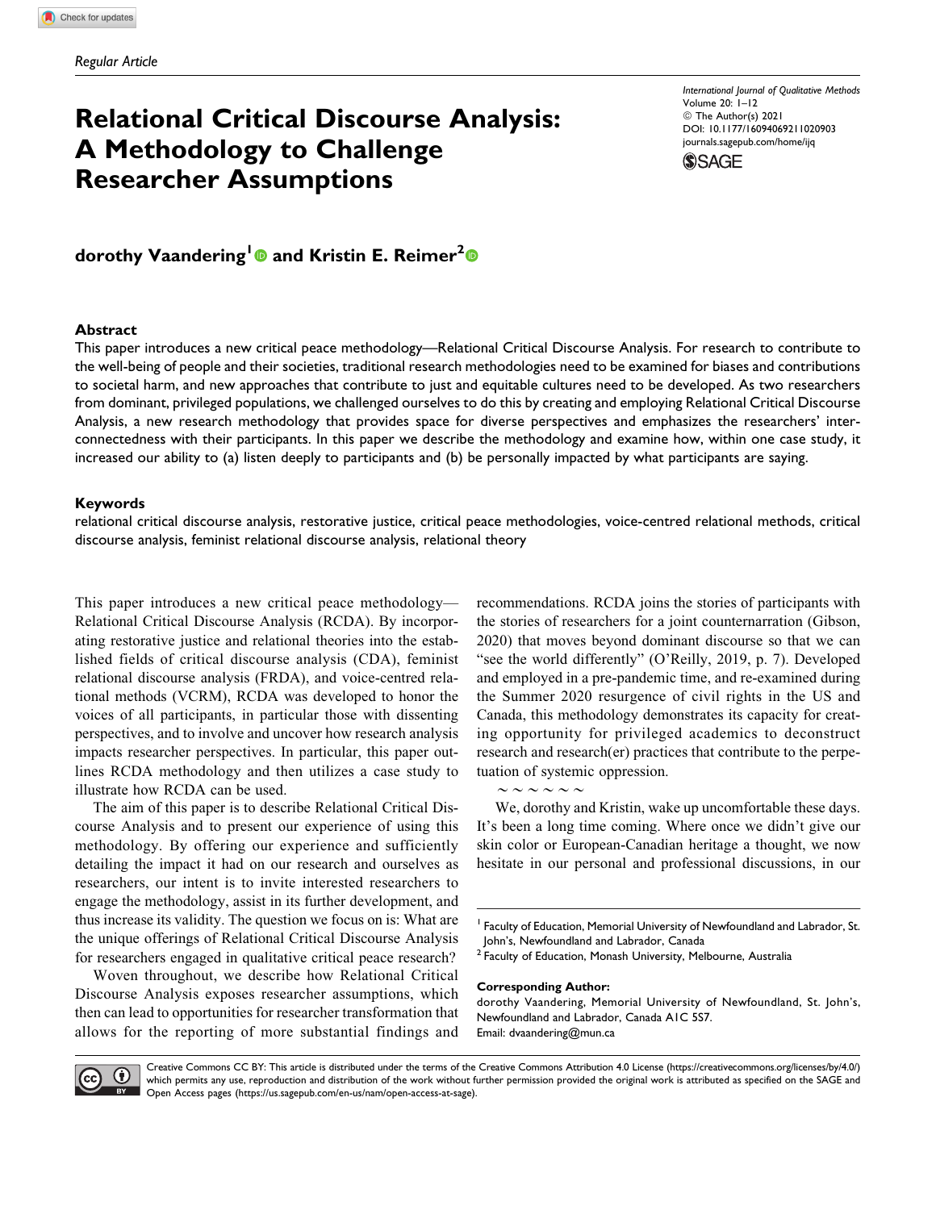*Regular Article*

# Relational Critical Discourse Analysis: A Methodology to Challenge Researcher Assumptions

*International Journal of Qualitative Methods*
Volume 20: 1–12
© The Author(s) 2021
DOI: 10.1177/16094069211020903
journals.sagepub.com/home/ijq

**dorothy Vaandering[1] and Kristin E. Reimer[2]**

## Abstract

This paper introduces a new critical peace methodology—Relational Critical Discourse Analysis. For research to contribute to the well-being of people and their societies, traditional research methodologies need to be examined for biases and contributions to societal harm, and new approaches that contribute to just and equitable cultures need to be developed. As two researchers from dominant, privileged populations, we challenged ourselves to do this by creating and employing Relational Critical Discourse Analysis, a new research methodology that provides space for diverse perspectives and emphasizes the researchers' interconnectedness with their participants. In this paper we describe the methodology and examine how, within one case study, it increased our ability to (a) listen deeply to participants and (b) be personally impacted by what participants are saying.

## Keywords

relational critical discourse analysis, restorative justice, critical peace methodologies, voice-centred relational methods, critical discourse analysis, feminist relational discourse analysis, relational theory

This paper introduces a new critical peace methodology—Relational Critical Discourse Analysis (RCDA). By incorporating restorative justice and relational theories into the established fields of critical discourse analysis (CDA), feminist relational discourse analysis (FRDA), and voice-centred relational methods (VCRM), RCDA was developed to honor the voices of all participants, in particular those with dissenting perspectives, and to involve and uncover how research analysis impacts researcher perspectives. In particular, this paper outlines RCDA methodology and then utilizes a case study to illustrate how RCDA can be used.

The aim of this paper is to describe Relational Critical Discourse Analysis and to present our experience of using this methodology. By offering our experience and sufficiently detailing the impact it had on our research and ourselves as researchers, our intent is to invite interested researchers to engage the methodology, assist in its further development, and thus increase its validity. The question we focus on is: What are the unique offerings of Relational Critical Discourse Analysis for researchers engaged in qualitative critical peace research?

Woven throughout, we describe how Relational Critical Discourse Analysis exposes researcher assumptions, which then can lead to opportunities for researcher transformation that allows for the reporting of more substantial findings and recommendations. RCDA joins the stories of participants with the stories of researchers for a joint counternarration (Gibson, 2020) that moves beyond dominant discourse so that we can "see the world differently" (O'Reilly, 2019, p. 7). Developed and employed in a pre-pandemic time, and re-examined during the Summer 2020 resurgence of civil rights in the US and Canada, this methodology demonstrates its capacity for creating opportunity for privileged academics to deconstruct research and research(er) practices that contribute to the perpetuation of systemic oppression.

~ ~ ~ ~ ~ ~

We, dorothy and Kristin, wake up uncomfortable these days. It's been a long time coming. Where once we didn't give our skin color or European-Canadian heritage a thought, we now hesitate in our personal and professional discussions, in our

[1] Faculty of Education, Memorial University of Newfoundland and Labrador, St. John's, Newfoundland and Labrador, Canada
[2] Faculty of Education, Monash University, Melbourne, Australia

**Corresponding Author:**
dorothy Vaandering, Memorial University of Newfoundland, St. John's, Newfoundland and Labrador, Canada A1C 5S7.
Email: dvaandering@mun.ca

Creative Commons CC BY: This article is distributed under the terms of the Creative Commons Attribution 4.0 License (https://creativecommons.org/licenses/by/4.0/) which permits any use, reproduction and distribution of the work without further permission provided the original work is attributed as specified on the SAGE and Open Access pages (https://us.sagepub.com/en-us/nam/open-access-at-sage).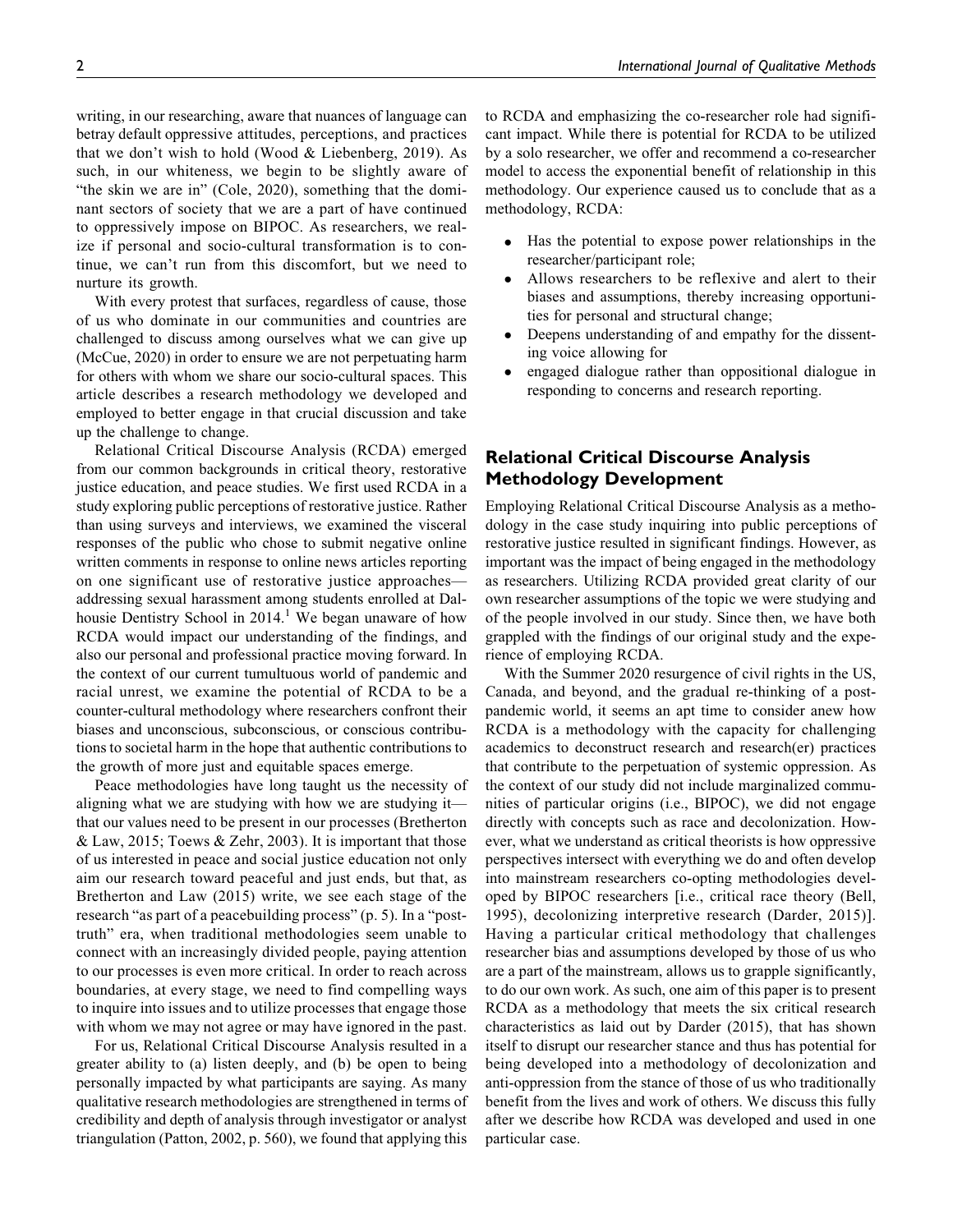writing, in our researching, aware that nuances of language can betray default oppressive attitudes, perceptions, and practices that we don't wish to hold (Wood & Liebenberg, 2019). As such, in our whiteness, we begin to be slightly aware of "the skin we are in" (Cole, 2020), something that the dominant sectors of society that we are a part of have continued to oppressively impose on BIPOC. As researchers, we realize if personal and socio-cultural transformation is to continue, we can't run from this discomfort, but we need to nurture its growth.

With every protest that surfaces, regardless of cause, those of us who dominate in our communities and countries are challenged to discuss among ourselves what we can give up (McCue, 2020) in order to ensure we are not perpetuating harm for others with whom we share our socio-cultural spaces. This article describes a research methodology we developed and employed to better engage in that crucial discussion and take up the challenge to change.

Relational Critical Discourse Analysis (RCDA) emerged from our common backgrounds in critical theory, restorative justice education, and peace studies. We first used RCDA in a study exploring public perceptions of restorative justice. Rather than using surveys and interviews, we examined the visceral responses of the public who chose to submit negative online written comments in response to online news articles reporting on one significant use of restorative justice approaches—addressing sexual harassment among students enrolled at Dalhousie Dentistry School in 2014.[1] We began unaware of how RCDA would impact our understanding of the findings, and also our personal and professional practice moving forward. In the context of our current tumultuous world of pandemic and racial unrest, we examine the potential of RCDA to be a counter-cultural methodology where researchers confront their biases and unconscious, subconscious, or conscious contributions to societal harm in the hope that authentic contributions to the growth of more just and equitable spaces emerge.

Peace methodologies have long taught us the necessity of aligning what we are studying with how we are studying it—that our values need to be present in our processes (Bretherton & Law, 2015; Toews & Zehr, 2003). It is important that those of us interested in peace and social justice education not only aim our research toward peaceful and just ends, but that, as Bretherton and Law (2015) write, we see each stage of the research "as part of a peacebuilding process" (p. 5). In a "post-truth" era, when traditional methodologies seem unable to connect with an increasingly divided people, paying attention to our processes is even more critical. In order to reach across boundaries, at every stage, we need to find compelling ways to inquire into issues and to utilize processes that engage those with whom we may not agree or may have ignored in the past.

For us, Relational Critical Discourse Analysis resulted in a greater ability to (a) listen deeply, and (b) be open to being personally impacted by what participants are saying. As many qualitative research methodologies are strengthened in terms of credibility and depth of analysis through investigator or analyst triangulation (Patton, 2002, p. 560), we found that applying this to RCDA and emphasizing the co-researcher role had significant impact. While there is potential for RCDA to be utilized by a solo researcher, we offer and recommend a co-researcher model to access the exponential benefit of relationship in this methodology. Our experience caused us to conclude that as a methodology, RCDA:

- Has the potential to expose power relationships in the researcher/participant role;
- Allows researchers to be reflexive and alert to their biases and assumptions, thereby increasing opportunities for personal and structural change;
- Deepens understanding of and empathy for the dissenting voice allowing for
- engaged dialogue rather than oppositional dialogue in responding to concerns and research reporting.

## Relational Critical Discourse Analysis Methodology Development

Employing Relational Critical Discourse Analysis as a methodology in the case study inquiring into public perceptions of restorative justice resulted in significant findings. However, as important was the impact of being engaged in the methodology as researchers. Utilizing RCDA provided great clarity of our own researcher assumptions of the topic we were studying and of the people involved in our study. Since then, we have both grappled with the findings of our original study and the experience of employing RCDA.

With the Summer 2020 resurgence of civil rights in the US, Canada, and beyond, and the gradual re-thinking of a post-pandemic world, it seems an apt time to consider anew how RCDA is a methodology with the capacity for challenging academics to deconstruct research and research(er) practices that contribute to the perpetuation of systemic oppression. As the context of our study did not include marginalized communities of particular origins (i.e., BIPOC), we did not engage directly with concepts such as race and decolonization. However, what we understand as critical theorists is how oppressive perspectives intersect with everything we do and often develop into mainstream researchers co-opting methodologies developed by BIPOC researchers [i.e., critical race theory (Bell, 1995), decolonizing interpretive research (Darder, 2015)]. Having a particular critical methodology that challenges researcher bias and assumptions developed by those of us who are a part of the mainstream, allows us to grapple significantly, to do our own work. As such, one aim of this paper is to present RCDA as a methodology that meets the six critical research characteristics as laid out by Darder (2015), that has shown itself to disrupt our researcher stance and thus has potential for being developed into a methodology of decolonization and anti-oppression from the stance of those of us who traditionally benefit from the lives and work of others. We discuss this fully after we describe how RCDA was developed and used in one particular case.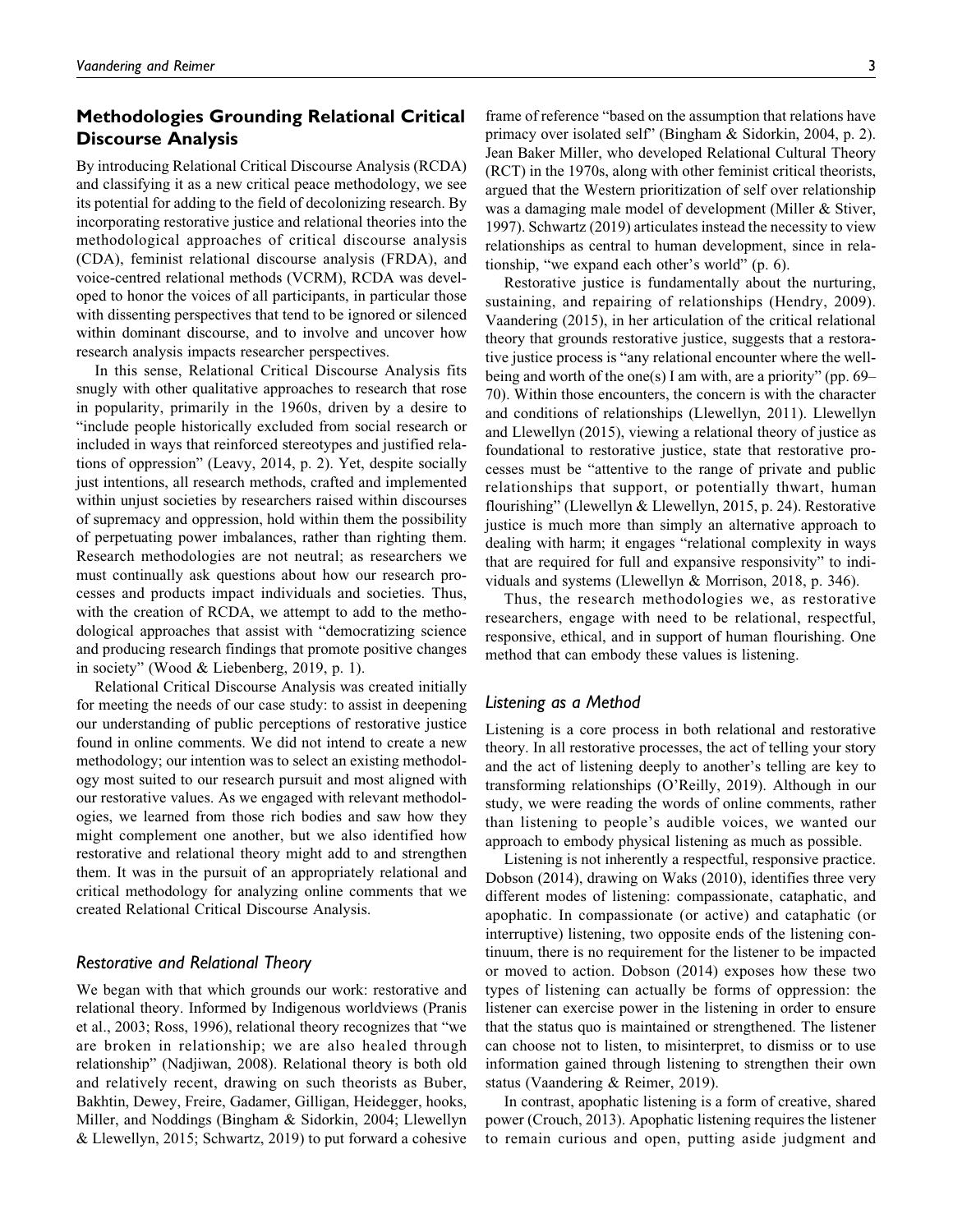## Methodologies Grounding Relational Critical Discourse Analysis

By introducing Relational Critical Discourse Analysis (RCDA) and classifying it as a new critical peace methodology, we see its potential for adding to the field of decolonizing research. By incorporating restorative justice and relational theories into the methodological approaches of critical discourse analysis (CDA), feminist relational discourse analysis (FRDA), and voice-centred relational methods (VCRM), RCDA was developed to honor the voices of all participants, in particular those with dissenting perspectives that tend to be ignored or silenced within dominant discourse, and to involve and uncover how research analysis impacts researcher perspectives.

In this sense, Relational Critical Discourse Analysis fits snugly with other qualitative approaches to research that rose in popularity, primarily in the 1960s, driven by a desire to "include people historically excluded from social research or included in ways that reinforced stereotypes and justified relations of oppression" (Leavy, 2014, p. 2). Yet, despite socially just intentions, all research methods, crafted and implemented within unjust societies by researchers raised within discourses of supremacy and oppression, hold within them the possibility of perpetuating power imbalances, rather than righting them. Research methodologies are not neutral; as researchers we must continually ask questions about how our research processes and products impact individuals and societies. Thus, with the creation of RCDA, we attempt to add to the methodological approaches that assist with "democratizing science and producing research findings that promote positive changes in society" (Wood & Liebenberg, 2019, p. 1).

Relational Critical Discourse Analysis was created initially for meeting the needs of our case study: to assist in deepening our understanding of public perceptions of restorative justice found in online comments. We did not intend to create a new methodology; our intention was to select an existing methodology most suited to our research pursuit and most aligned with our restorative values. As we engaged with relevant methodologies, we learned from those rich bodies and saw how they might complement one another, but we also identified how restorative and relational theory might add to and strengthen them. It was in the pursuit of an appropriately relational and critical methodology for analyzing online comments that we created Relational Critical Discourse Analysis.

### *Restorative and Relational Theory*

We began with that which grounds our work: restorative and relational theory. Informed by Indigenous worldviews (Pranis et al., 2003; Ross, 1996), relational theory recognizes that "we are broken in relationship; we are also healed through relationship" (Nadjiwan, 2008). Relational theory is both old and relatively recent, drawing on such theorists as Buber, Bakhtin, Dewey, Freire, Gadamer, Gilligan, Heidegger, hooks, Miller, and Noddings (Bingham & Sidorkin, 2004; Llewellyn & Llewellyn, 2015; Schwartz, 2019) to put forward a cohesive frame of reference "based on the assumption that relations have primacy over isolated self" (Bingham & Sidorkin, 2004, p. 2). Jean Baker Miller, who developed Relational Cultural Theory (RCT) in the 1970s, along with other feminist critical theorists, argued that the Western prioritization of self over relationship was a damaging male model of development (Miller & Stiver, 1997). Schwartz (2019) articulates instead the necessity to view relationships as central to human development, since in relationship, "we expand each other's world" (p. 6).

Restorative justice is fundamentally about the nurturing, sustaining, and repairing of relationships (Hendry, 2009). Vaandering (2015), in her articulation of the critical relational theory that grounds restorative justice, suggests that a restorative justice process is "any relational encounter where the well-being and worth of the one(s) I am with, are a priority" (pp. 69–70). Within those encounters, the concern is with the character and conditions of relationships (Llewellyn, 2011). Llewellyn and Llewellyn (2015), viewing a relational theory of justice as foundational to restorative justice, state that restorative processes must be "attentive to the range of private and public relationships that support, or potentially thwart, human flourishing" (Llewellyn & Llewellyn, 2015, p. 24). Restorative justice is much more than simply an alternative approach to dealing with harm; it engages "relational complexity in ways that are required for full and expansive responsivity" to individuals and systems (Llewellyn & Morrison, 2018, p. 346).

Thus, the research methodologies we, as restorative researchers, engage with need to be relational, respectful, responsive, ethical, and in support of human flourishing. One method that can embody these values is listening.

### *Listening as a Method*

Listening is a core process in both relational and restorative theory. In all restorative processes, the act of telling your story and the act of listening deeply to another's telling are key to transforming relationships (O'Reilly, 2019). Although in our study, we were reading the words of online comments, rather than listening to people's audible voices, we wanted our approach to embody physical listening as much as possible.

Listening is not inherently a respectful, responsive practice. Dobson (2014), drawing on Waks (2010), identifies three very different modes of listening: compassionate, cataphatic, and apophatic. In compassionate (or active) and cataphatic (or interruptive) listening, two opposite ends of the listening continuum, there is no requirement for the listener to be impacted or moved to action. Dobson (2014) exposes how these two types of listening can actually be forms of oppression: the listener can exercise power in the listening in order to ensure that the status quo is maintained or strengthened. The listener can choose not to listen, to misinterpret, to dismiss or to use information gained through listening to strengthen their own status (Vaandering & Reimer, 2019).

In contrast, apophatic listening is a form of creative, shared power (Crouch, 2013). Apophatic listening requires the listener to remain curious and open, putting aside judgment and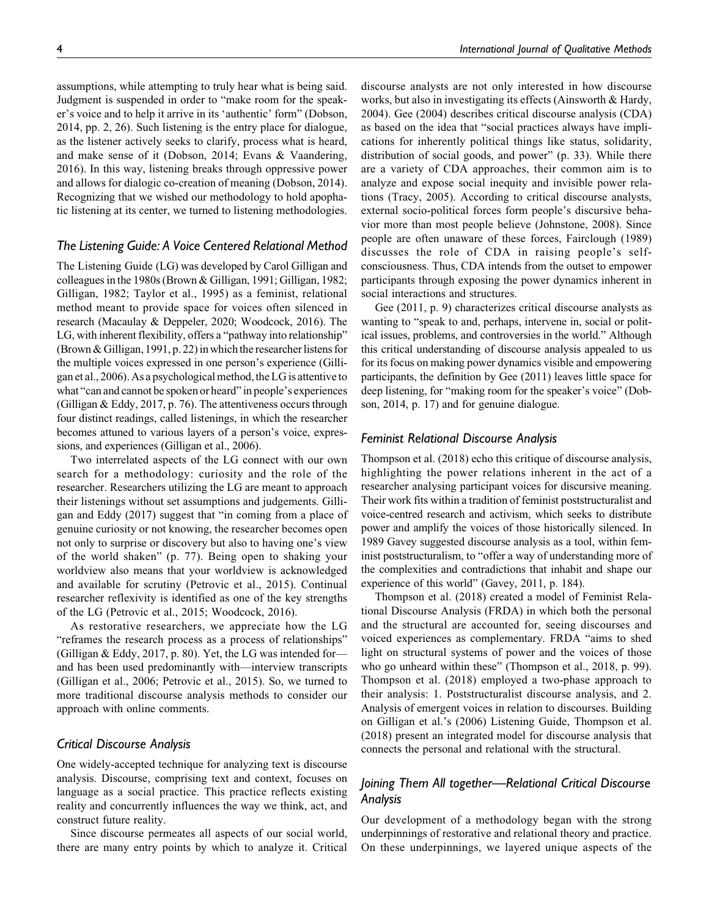assumptions, while attempting to truly hear what is being said. Judgment is suspended in order to "make room for the speaker's voice and to help it arrive in its 'authentic' form" (Dobson, 2014, pp. 2, 26). Such listening is the entry place for dialogue, as the listener actively seeks to clarify, process what is heard, and make sense of it (Dobson, 2014; Evans & Vaandering, 2016). In this way, listening breaks through oppressive power and allows for dialogic co-creation of meaning (Dobson, 2014). Recognizing that we wished our methodology to hold apophatic listening at its center, we turned to listening methodologies.

### The Listening Guide: A Voice Centered Relational Method

The Listening Guide (LG) was developed by Carol Gilligan and colleagues in the 1980s (Brown & Gilligan, 1991; Gilligan, 1982; Gilligan, 1982; Taylor et al., 1995) as a feminist, relational method meant to provide space for voices often silenced in research (Macaulay & Deppeler, 2020; Woodcock, 2016). The LG, with inherent flexibility, offers a "pathway into relationship" (Brown & Gilligan, 1991, p. 22) in which the researcher listens for the multiple voices expressed in one person's experience (Gilligan et al., 2006). As a psychological method, the LG is attentive to what "can and cannot be spoken or heard" in people's experiences (Gilligan & Eddy, 2017, p. 76). The attentiveness occurs through four distinct readings, called listenings, in which the researcher becomes attuned to various layers of a person's voice, expressions, and experiences (Gilligan et al., 2006).

Two interrelated aspects of the LG connect with our own search for a methodology: curiosity and the role of the researcher. Researchers utilizing the LG are meant to approach their listenings without set assumptions and judgements. Gilligan and Eddy (2017) suggest that "in coming from a place of genuine curiosity or not knowing, the researcher becomes open not only to surprise or discovery but also to having one's view of the world shaken" (p. 77). Being open to shaking your worldview also means that your worldview is acknowledged and available for scrutiny (Petrovic et al., 2015). Continual researcher reflexivity is identified as one of the key strengths of the LG (Petrovic et al., 2015; Woodcock, 2016).

As restorative researchers, we appreciate how the LG "reframes the research process as a process of relationships" (Gilligan & Eddy, 2017, p. 80). Yet, the LG was intended for—and has been used predominantly with—interview transcripts (Gilligan et al., 2006; Petrovic et al., 2015). So, we turned to more traditional discourse analysis methods to consider our approach with online comments.

### Critical Discourse Analysis

One widely-accepted technique for analyzing text is discourse analysis. Discourse, comprising text and context, focuses on language as a social practice. This practice reflects existing reality and concurrently influences the way we think, act, and construct future reality.

Since discourse permeates all aspects of our social world, there are many entry points by which to analyze it. Critical discourse analysts are not only interested in how discourse works, but also in investigating its effects (Ainsworth & Hardy, 2004). Gee (2004) describes critical discourse analysis (CDA) as based on the idea that "social practices always have implications for inherently political things like status, solidarity, distribution of social goods, and power" (p. 33). While there are a variety of CDA approaches, their common aim is to analyze and expose social inequity and invisible power relations (Tracy, 2005). According to critical discourse analysts, external socio-political forces form people's discursive behavior more than most people believe (Johnstone, 2008). Since people are often unaware of these forces, Fairclough (1989) discusses the role of CDA in raising people's self-consciousness. Thus, CDA intends from the outset to empower participants through exposing the power dynamics inherent in social interactions and structures.

Gee (2011, p. 9) characterizes critical discourse analysts as wanting to "speak to and, perhaps, intervene in, social or political issues, problems, and controversies in the world." Although this critical understanding of discourse analysis appealed to us for its focus on making power dynamics visible and empowering participants, the definition by Gee (2011) leaves little space for deep listening, for "making room for the speaker's voice" (Dobson, 2014, p. 17) and for genuine dialogue.

### Feminist Relational Discourse Analysis

Thompson et al. (2018) echo this critique of discourse analysis, highlighting the power relations inherent in the act of a researcher analysing participant voices for discursive meaning. Their work fits within a tradition of feminist poststructuralist and voice-centred research and activism, which seeks to distribute power and amplify the voices of those historically silenced. In 1989 Gavey suggested discourse analysis as a tool, within feminist poststructuralism, to "offer a way of understanding more of the complexities and contradictions that inhabit and shape our experience of this world" (Gavey, 2011, p. 184).

Thompson et al. (2018) created a model of Feminist Relational Discourse Analysis (FRDA) in which both the personal and the structural are accounted for, seeing discourses and voiced experiences as complementary. FRDA "aims to shed light on structural systems of power and the voices of those who go unheard within these" (Thompson et al., 2018, p. 99). Thompson et al. (2018) employed a two-phase approach to their analysis: 1. Poststructuralist discourse analysis, and 2. Analysis of emergent voices in relation to discourses. Building on Gilligan et al.'s (2006) Listening Guide, Thompson et al. (2018) present an integrated model for discourse analysis that connects the personal and relational with the structural.

### Joining Them All together—Relational Critical Discourse Analysis

Our development of a methodology began with the strong underpinnings of restorative and relational theory and practice. On these underpinnings, we layered unique aspects of the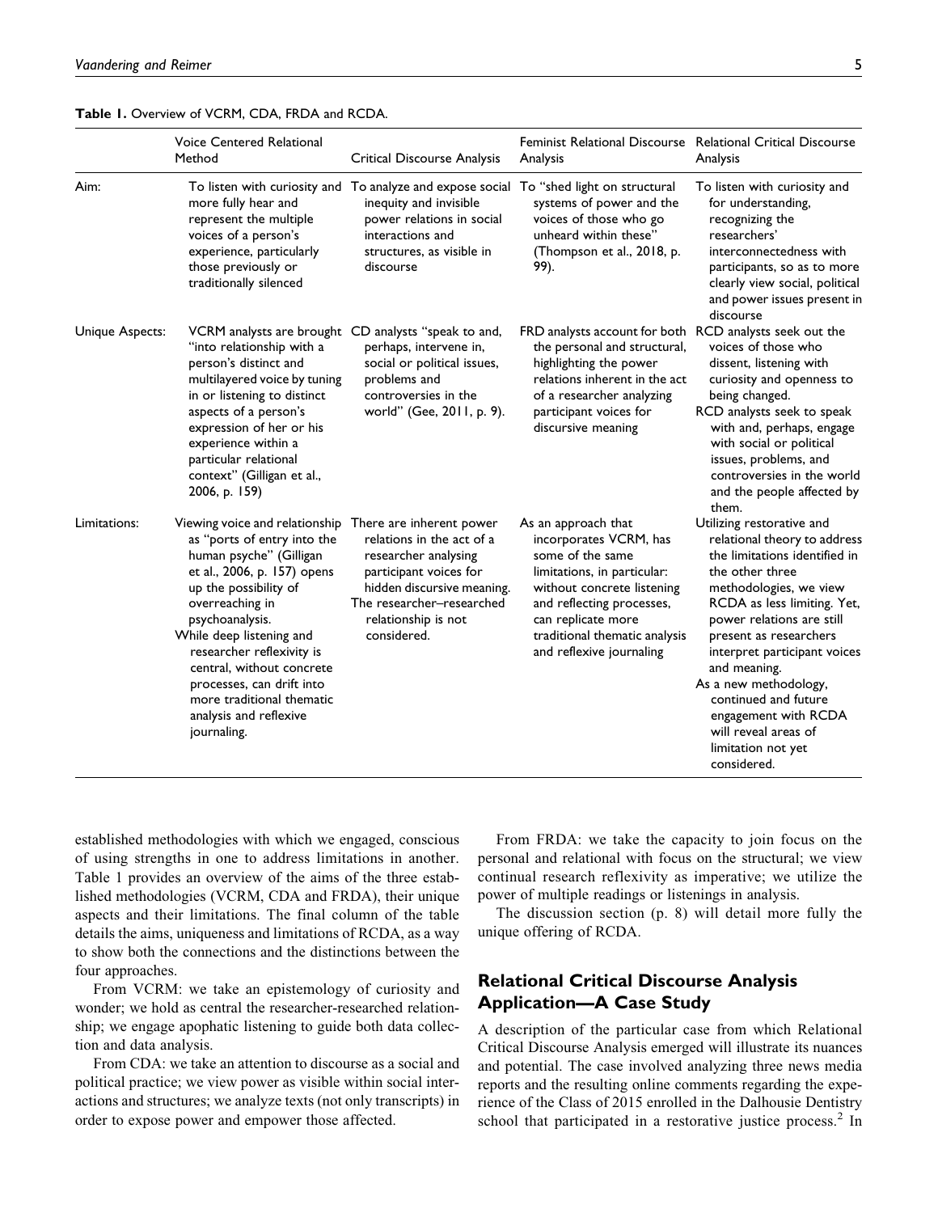**Table 1.** Overview of VCRM, CDA, FRDA and RCDA.

| | Voice Centered Relational Method | Critical Discourse Analysis | Feminist Relational Discourse Analysis | Relational Critical Discourse Analysis |
|---|---|---|---|---|
| Aim: | To listen with curiosity and more fully hear and represent the multiple voices of a person's experience, particularly those previously or traditionally silenced | To analyze and expose social inequity and invisible power relations in social interactions and structures, as visible in discourse | To "shed light on structural systems of power and the voices of those who go unheard within these" (Thompson et al., 2018, p. 99). | To listen with curiosity and for understanding, recognizing the researchers' interconnectedness with participants, so as to more clearly view social, political and power issues present in discourse |
| Unique Aspects: | VCRM analysts are brought "into relationship with a person's distinct and multilayered voice by tuning in or listening to distinct aspects of a person's expression of her or his experience within a particular relational context" (Gilligan et al., 2006, p. 159) | CD analysts "speak to and, perhaps, intervene in, social or political issues, problems and controversies in the world" (Gee, 2011, p. 9). | FRD analysts account for both the personal and structural, highlighting the power relations inherent in the act of a researcher analyzing participant voices for discursive meaning | RCD analysts seek out the voices of those who dissent, listening with curiosity and openness to being changed.<br>RCD analysts seek to speak with and, perhaps, engage with social or political issues, problems, and controversies in the world and the people affected by them. |
| Limitations: | Viewing voice and relationship as "ports of entry into the human psyche" (Gilligan et al., 2006, p. 157) opens up the possibility of overreaching in psychoanalysis.<br>While deep listening and researcher reflexivity is central, without concrete processes, can drift into more traditional thematic analysis and reflexive journaling. | There are inherent power relations in the act of a researcher analysing participant voices for hidden discursive meaning. The researcher–researched relationship is not considered. | As an approach that incorporates VCRM, has some of the same limitations, in particular: without concrete listening and reflecting processes, can replicate more traditional thematic analysis and reflexive journaling | Utilizing restorative and relational theory to address the limitations identified in the other three methodologies, we view RCDA as less limiting. Yet, power relations are still present as researchers interpret participant voices and meaning.<br>As a new methodology, continued and future engagement with RCDA will reveal areas of limitation not yet considered. |

established methodologies with which we engaged, conscious of using strengths in one to address limitations in another. Table 1 provides an overview of the aims of the three established methodologies (VCRM, CDA and FRDA), their unique aspects and their limitations. The final column of the table details the aims, uniqueness and limitations of RCDA, as a way to show both the connections and the distinctions between the four approaches.

From VCRM: we take an epistemology of curiosity and wonder; we hold as central the researcher-researched relationship; we engage apophatic listening to guide both data collection and data analysis.

From CDA: we take an attention to discourse as a social and political practice; we view power as visible within social interactions and structures; we analyze texts (not only transcripts) in order to expose power and empower those affected.

From FRDA: we take the capacity to join focus on the personal and relational with focus on the structural; we view continual research reflexivity as imperative; we utilize the power of multiple readings or listenings in analysis.

The discussion section (p. 8) will detail more fully the unique offering of RCDA.

## Relational Critical Discourse Analysis Application—A Case Study

A description of the particular case from which Relational Critical Discourse Analysis emerged will illustrate its nuances and potential. The case involved analyzing three news media reports and the resulting online comments regarding the experience of the Class of 2015 enrolled in the Dalhousie Dentistry school that participated in a restorative justice process.[2] In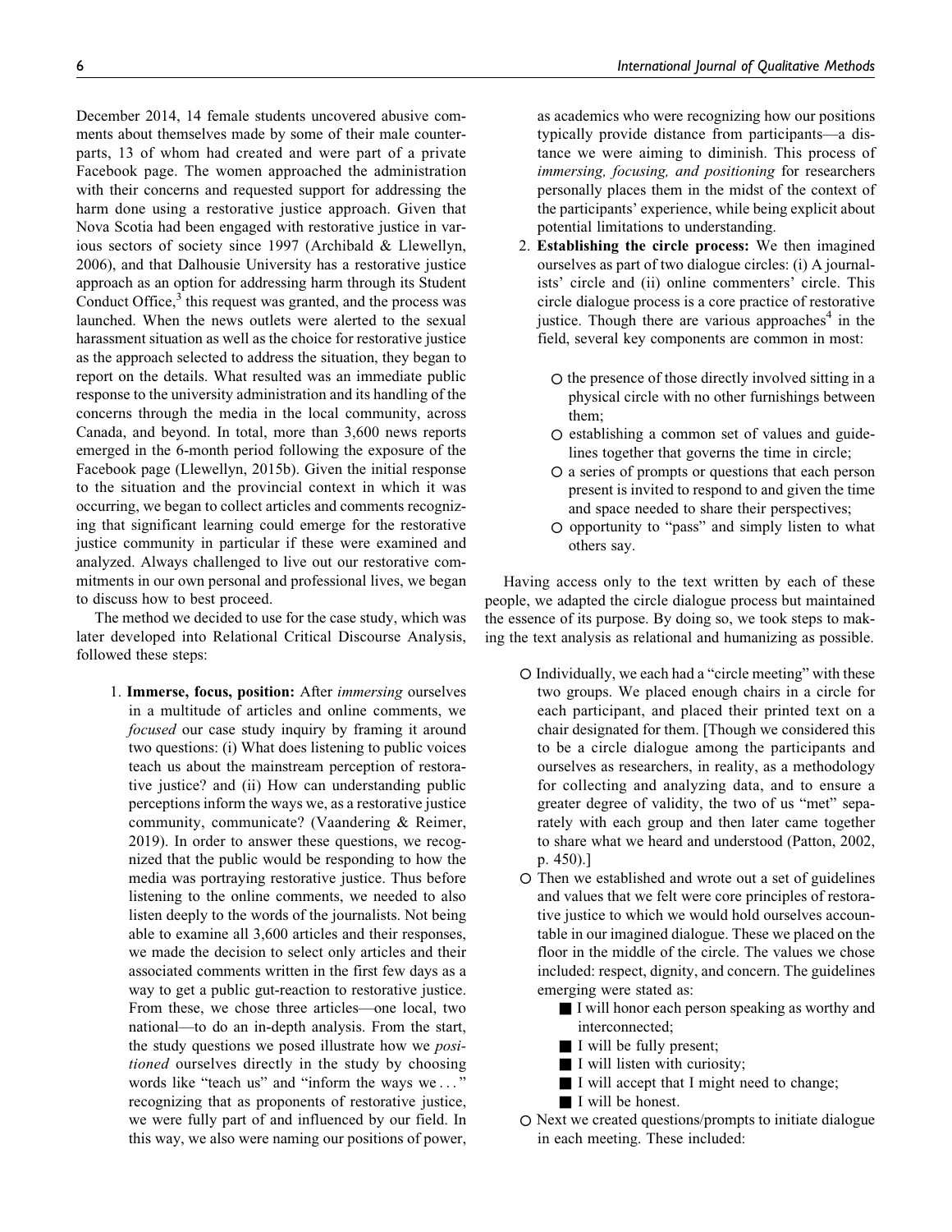December 2014, 14 female students uncovered abusive comments about themselves made by some of their male counterparts, 13 of whom had created and were part of a private Facebook page. The women approached the administration with their concerns and requested support for addressing the harm done using a restorative justice approach. Given that Nova Scotia had been engaged with restorative justice in various sectors of society since 1997 (Archibald & Llewellyn, 2006), and that Dalhousie University has a restorative justice approach as an option for addressing harm through its Student Conduct Office,[3] this request was granted, and the process was launched. When the news outlets were alerted to the sexual harassment situation as well as the choice for restorative justice as the approach selected to address the situation, they began to report on the details. What resulted was an immediate public response to the university administration and its handling of the concerns through the media in the local community, across Canada, and beyond. In total, more than 3,600 news reports emerged in the 6-month period following the exposure of the Facebook page (Llewellyn, 2015b). Given the initial response to the situation and the provincial context in which it was occurring, we began to collect articles and comments recognizing that significant learning could emerge for the restorative justice community in particular if these were examined and analyzed. Always challenged to live out our restorative commitments in our own personal and professional lives, we began to discuss how to best proceed.

The method we decided to use for the case study, which was later developed into Relational Critical Discourse Analysis, followed these steps:

1. **Immerse, focus, position:** After *immersing* ourselves in a multitude of articles and online comments, we *focused* our case study inquiry by framing it around two questions: (i) What does listening to public voices teach us about the mainstream perception of restorative justice? and (ii) How can understanding public perceptions inform the ways we, as a restorative justice community, communicate? (Vaandering & Reimer, 2019). In order to answer these questions, we recognized that the public would be responding to how the media was portraying restorative justice. Thus before listening to the online comments, we needed to also listen deeply to the words of the journalists. Not being able to examine all 3,600 articles and their responses, we made the decision to select only articles and their associated comments written in the first few days as a way to get a public gut-reaction to restorative justice. From these, we chose three articles—one local, two national—to do an in-depth analysis. From the start, the study questions we posed illustrate how we *positioned* ourselves directly in the study by choosing words like "teach us" and "inform the ways we . . . " recognizing that as proponents of restorative justice, we were fully part of and influenced by our field. In this way, we also were naming our positions of power, as academics who were recognizing how our positions typically provide distance from participants—a distance we were aiming to diminish. This process of *immersing, focusing, and positioning* for researchers personally places them in the midst of the context of the participants' experience, while being explicit about potential limitations to understanding.
2. **Establishing the circle process:** We then imagined ourselves as part of two dialogue circles: (i) A journalists' circle and (ii) online commenters' circle. This circle dialogue process is a core practice of restorative justice. Though there are various approaches[4] in the field, several key components are common in most:
   - the presence of those directly involved sitting in a physical circle with no other furnishings between them;
   - establishing a common set of values and guidelines together that governs the time in circle;
   - a series of prompts or questions that each person present is invited to respond to and given the time and space needed to share their perspectives;
   - opportunity to "pass" and simply listen to what others say.

Having access only to the text written by each of these people, we adapted the circle dialogue process but maintained the essence of its purpose. By doing so, we took steps to making the text analysis as relational and humanizing as possible.

- Individually, we each had a "circle meeting" with these two groups. We placed enough chairs in a circle for each participant, and placed their printed text on a chair designated for them. [Though we considered this to be a circle dialogue among the participants and ourselves as researchers, in reality, as a methodology for collecting and analyzing data, and to ensure a greater degree of validity, the two of us "met" separately with each group and then later came together to share what we heard and understood (Patton, 2002, p. 450).]
- Then we established and wrote out a set of guidelines and values that we felt were core principles of restorative justice to which we would hold ourselves accountable in our imagined dialogue. These we placed on the floor in the middle of the circle. The values we chose included: respect, dignity, and concern. The guidelines emerging were stated as:
  - I will honor each person speaking as worthy and interconnected;
  - I will be fully present;
  - I will listen with curiosity;
  - I will accept that I might need to change;
  - I will be honest.
- Next we created questions/prompts to initiate dialogue in each meeting. These included: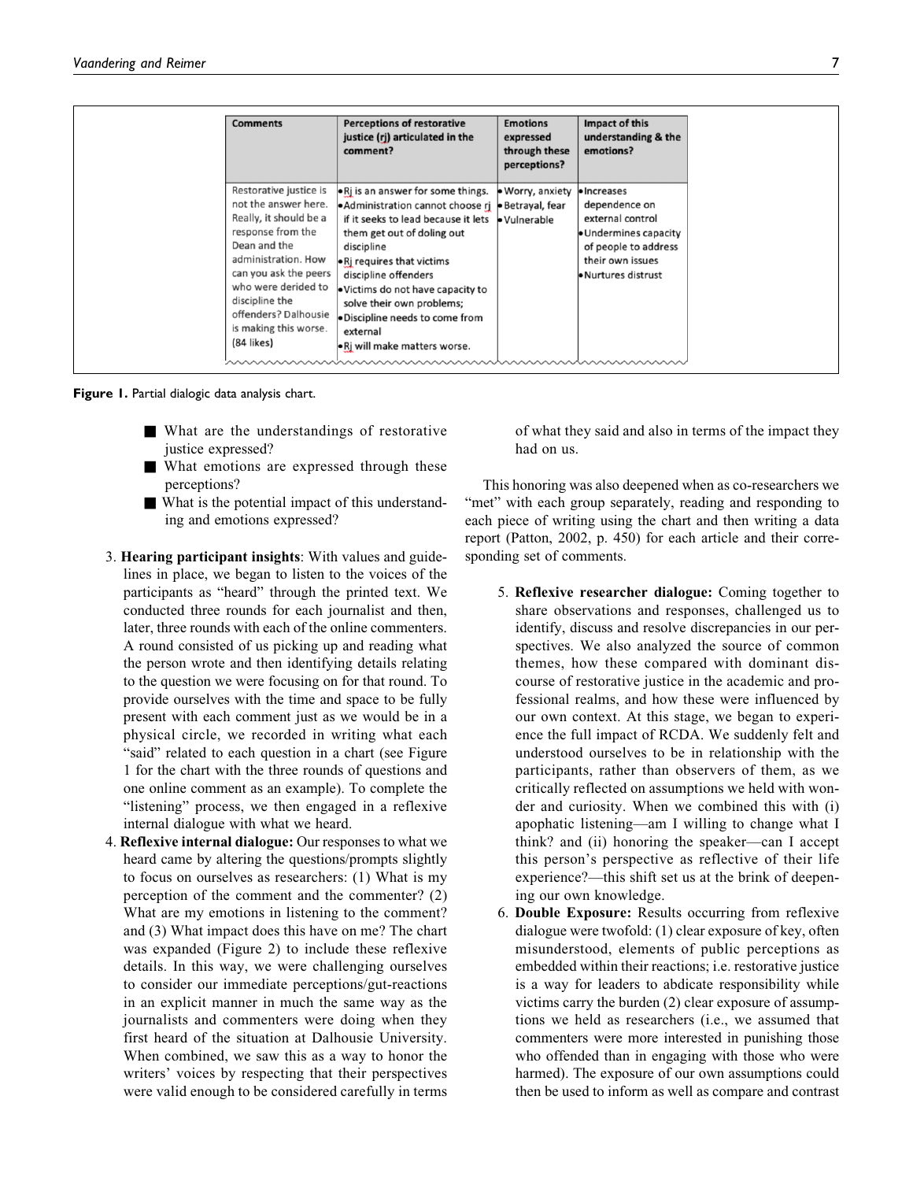| Comments | Perceptions of restorative justice (rj) articulated in the comment? | Emotions expressed through these perceptions? | Impact of this understanding & the emotions? |
|---|---|---|---|
| Restorative justice is not the answer here. Really, it should be a response from the Dean and the administration. How can you ask the peers who were derided to discipline the offenders? Dalhousie is making this worse. (84 likes) | • Rj is an answer for some things.<br>• Administration cannot choose rj if it seeks to lead because it lets them get out of doling out discipline<br>• Rj requires that victims discipline offenders<br>• Victims do not have capacity to solve their own problems;<br>• Discipline needs to come from external<br>• Rj will make matters worse. | • Worry, anxiety<br>• Betrayal, fear<br>• Vulnerable | • Increases dependence on external control<br>• Undermines capacity of people to address their own issues<br>• Nurtures distrust |

**Figure 1.** Partial dialogic data analysis chart.

- What are the understandings of restorative justice expressed?
- What emotions are expressed through these perceptions?
- What is the potential impact of this understanding and emotions expressed?

3. **Hearing participant insights**: With values and guidelines in place, we began to listen to the voices of the participants as "heard" through the printed text. We conducted three rounds for each journalist and then, later, three rounds with each of the online commenters. A round consisted of us picking up and reading what the person wrote and then identifying details relating to the question we were focusing on for that round. To provide ourselves with the time and space to be fully present with each comment just as we would be in a physical circle, we recorded in writing what each "said" related to each question in a chart (see Figure 1 for the chart with the three rounds of questions and one online comment as an example). To complete the "listening" process, we then engaged in a reflexive internal dialogue with what we heard.
4. **Reflexive internal dialogue:** Our responses to what we heard came by altering the questions/prompts slightly to focus on ourselves as researchers: (1) What is my perception of the comment and the commenter? (2) What are my emotions in listening to the comment? and (3) What impact does this have on me? The chart was expanded (Figure 2) to include these reflexive details. In this way, we were challenging ourselves to consider our immediate perceptions/gut-reactions in an explicit manner in much the same way as the journalists and commenters were doing when they first heard of the situation at Dalhousie University. When combined, we saw this as a way to honor the writers' voices by respecting that their perspectives were valid enough to be considered carefully in terms of what they said and also in terms of the impact they had on us.

This honoring was also deepened when as co-researchers we "met" with each group separately, reading and responding to each piece of writing using the chart and then writing a data report (Patton, 2002, p. 450) for each article and their corresponding set of comments.

5. **Reflexive researcher dialogue:** Coming together to share observations and responses, challenged us to identify, discuss and resolve discrepancies in our perspectives. We also analyzed the source of common themes, how these compared with dominant discourse of restorative justice in the academic and professional realms, and how these were influenced by our own context. At this stage, we began to experience the full impact of RCDA. We suddenly felt and understood ourselves to be in relationship with the participants, rather than observers of them, as we critically reflected on assumptions we held with wonder and curiosity. When we combined this with (i) apophatic listening—am I willing to change what I think? and (ii) honoring the speaker—can I accept this person's perspective as reflective of their life experience?—this shift set us at the brink of deepening our own knowledge.
6. **Double Exposure:** Results occurring from reflexive dialogue were twofold: (1) clear exposure of key, often misunderstood, elements of public perceptions as embedded within their reactions; i.e. restorative justice is a way for leaders to abdicate responsibility while victims carry the burden (2) clear exposure of assumptions we held as researchers (i.e., we assumed that commenters were more interested in punishing those who offended than in engaging with those who were harmed). The exposure of our own assumptions could then be used to inform as well as compare and contrast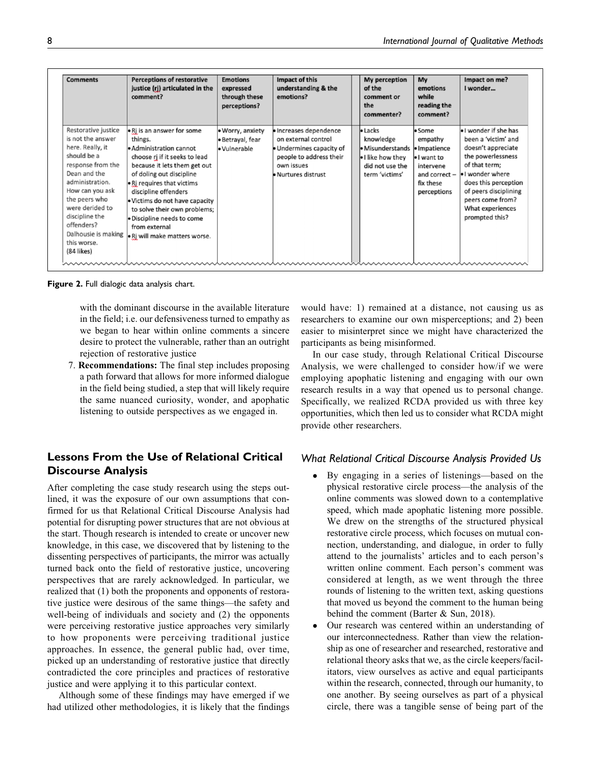| Comments | Perceptions of restorative justice (rj) articulated in the comment? | Emotions expressed through these perceptions? | Impact of this understanding & the emotions? | My perception of the comment or the commenter? | My emotions while reading the comment? | Impact on me? I wonder… |
|---|---|---|---|---|---|---|
| Restorative justice is not the answer here. Really, it should be a response from the Dean and the administration. How can you ask the peers who were derided to discipline the offenders? Dalhousie is making this worse. (84 likes) | • Rj is an answer for some things. • Administration cannot choose rj if it seeks to lead because it lets them get out of doling out discipline • Rj requires that victims discipline offenders • Victims do not have capacity to solve their own problems; • Discipline needs to come from external • Rj will make matters worse. | • Worry, anxiety • Betrayal, fear • Vulnerable | • Increases dependence on external control • Undermines capacity of people to address their own issues • Nurtures distrust | • Lacks knowledge • Misunderstands • I like how they did not use the term 'victims' | • Some empathy • Impatience • I want to intervene and correct – fix these perceptions | • I wonder if she has been a 'victim' and doesn't appreciate the powerlessness of that term; • I wonder where does this perception of peers disciplining peers come from? What experiences prompted this? |

**Figure 2.** Full dialogic data analysis chart.

with the dominant discourse in the available literature in the field; i.e. our defensiveness turned to empathy as we began to hear within online comments a sincere desire to protect the vulnerable, rather than an outright rejection of restorative justice

7. **Recommendations:** The final step includes proposing a path forward that allows for more informed dialogue in the field being studied, a step that will likely require the same nuanced curiosity, wonder, and apophatic listening to outside perspectives as we engaged in.

## Lessons From the Use of Relational Critical Discourse Analysis

After completing the case study research using the steps outlined, it was the exposure of our own assumptions that confirmed for us that Relational Critical Discourse Analysis had potential for disrupting power structures that are not obvious at the start. Though research is intended to create or uncover new knowledge, in this case, we discovered that by listening to the dissenting perspectives of participants, the mirror was actually turned back onto the field of restorative justice, uncovering perspectives that are rarely acknowledged. In particular, we realized that (1) both the proponents and opponents of restorative justice were desirous of the same things—the safety and well-being of individuals and society and (2) the opponents were perceiving restorative justice approaches very similarly to how proponents were perceiving traditional justice approaches. In essence, the general public had, over time, picked up an understanding of restorative justice that directly contradicted the core principles and practices of restorative justice and were applying it to this particular context.

Although some of these findings may have emerged if we had utilized other methodologies, it is likely that the findings would have: 1) remained at a distance, not causing us as researchers to examine our own misperceptions; and 2) been easier to misinterpret since we might have characterized the participants as being misinformed.

In our case study, through Relational Critical Discourse Analysis, we were challenged to consider how/if we were employing apophatic listening and engaging with our own research results in a way that opened us to personal change. Specifically, we realized RCDA provided us with three key opportunities, which then led us to consider what RCDA might provide other researchers.

### *What Relational Critical Discourse Analysis Provided Us*

- By engaging in a series of listenings—based on the physical restorative circle process—the analysis of the online comments was slowed down to a contemplative speed, which made apophatic listening more possible. We drew on the strengths of the structured physical restorative circle process, which focuses on mutual connection, understanding, and dialogue, in order to fully attend to the journalists' articles and to each person's written online comment. Each person's comment was considered at length, as we went through the three rounds of listening to the written text, asking questions that moved us beyond the comment to the human being behind the comment (Barter & Sun, 2018).
- Our research was centered within an understanding of our interconnectedness. Rather than view the relationship as one of researcher and researched, restorative and relational theory asks that we, as the circle keepers/facilitators, view ourselves as active and equal participants within the research, connected, through our humanity, to one another. By seeing ourselves as part of a physical circle, there was a tangible sense of being part of the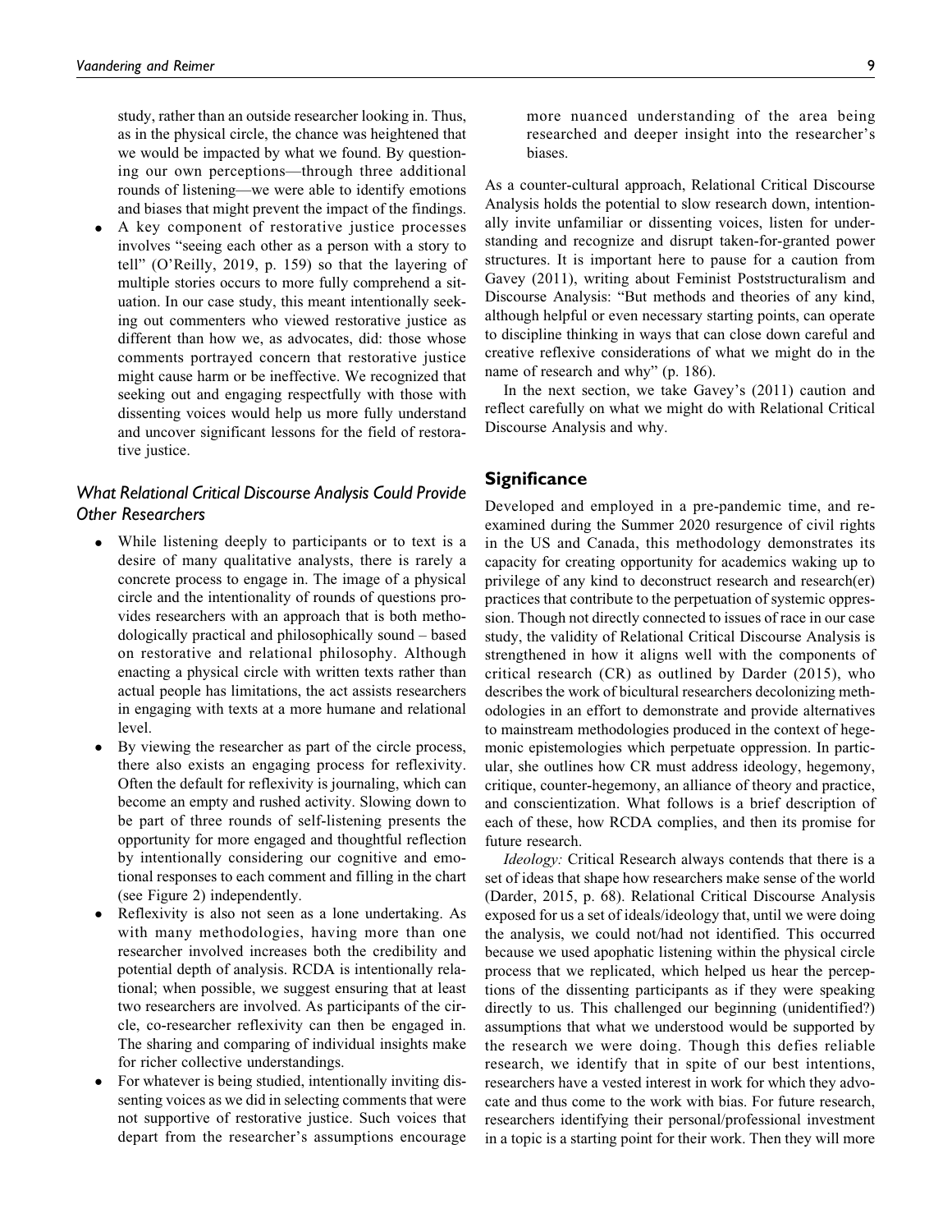study, rather than an outside researcher looking in. Thus, as in the physical circle, the chance was heightened that we would be impacted by what we found. By questioning our own perceptions—through three additional rounds of listening—we were able to identify emotions and biases that might prevent the impact of the findings.

- A key component of restorative justice processes involves "seeing each other as a person with a story to tell" (O'Reilly, 2019, p. 159) so that the layering of multiple stories occurs to more fully comprehend a situation. In our case study, this meant intentionally seeking out commenters who viewed restorative justice as different than how we, as advocates, did: those whose comments portrayed concern that restorative justice might cause harm or be ineffective. We recognized that seeking out and engaging respectfully with those with dissenting voices would help us more fully understand and uncover significant lessons for the field of restorative justice.

### *What Relational Critical Discourse Analysis Could Provide Other Researchers*

- While listening deeply to participants or to text is a desire of many qualitative analysts, there is rarely a concrete process to engage in. The image of a physical circle and the intentionality of rounds of questions provides researchers with an approach that is both methodologically practical and philosophically sound – based on restorative and relational philosophy. Although enacting a physical circle with written texts rather than actual people has limitations, the act assists researchers in engaging with texts at a more humane and relational level.
- By viewing the researcher as part of the circle process, there also exists an engaging process for reflexivity. Often the default for reflexivity is journaling, which can become an empty and rushed activity. Slowing down to be part of three rounds of self-listening presents the opportunity for more engaged and thoughtful reflection by intentionally considering our cognitive and emotional responses to each comment and filling in the chart (see Figure 2) independently.
- Reflexivity is also not seen as a lone undertaking. As with many methodologies, having more than one researcher involved increases both the credibility and potential depth of analysis. RCDA is intentionally relational; when possible, we suggest ensuring that at least two researchers are involved. As participants of the circle, co-researcher reflexivity can then be engaged in. The sharing and comparing of individual insights make for richer collective understandings.
- For whatever is being studied, intentionally inviting dissenting voices as we did in selecting comments that were not supportive of restorative justice. Such voices that depart from the researcher's assumptions encourage more nuanced understanding of the area being researched and deeper insight into the researcher's biases.

As a counter-cultural approach, Relational Critical Discourse Analysis holds the potential to slow research down, intentionally invite unfamiliar or dissenting voices, listen for understanding and recognize and disrupt taken-for-granted power structures. It is important here to pause for a caution from Gavey (2011), writing about Feminist Poststructuralism and Discourse Analysis: "But methods and theories of any kind, although helpful or even necessary starting points, can operate to discipline thinking in ways that can close down careful and creative reflexive considerations of what we might do in the name of research and why" (p. 186).

In the next section, we take Gavey's (2011) caution and reflect carefully on what we might do with Relational Critical Discourse Analysis and why.

## Significance

Developed and employed in a pre-pandemic time, and re-examined during the Summer 2020 resurgence of civil rights in the US and Canada, this methodology demonstrates its capacity for creating opportunity for academics waking up to privilege of any kind to deconstruct research and research(er) practices that contribute to the perpetuation of systemic oppression. Though not directly connected to issues of race in our case study, the validity of Relational Critical Discourse Analysis is strengthened in how it aligns well with the components of critical research (CR) as outlined by Darder (2015), who describes the work of bicultural researchers decolonizing methodologies in an effort to demonstrate and provide alternatives to mainstream methodologies produced in the context of hegemonic epistemologies which perpetuate oppression. In particular, she outlines how CR must address ideology, hegemony, critique, counter-hegemony, an alliance of theory and practice, and conscientization. What follows is a brief description of each of these, how RCDA complies, and then its promise for future research.

*Ideology:* Critical Research always contends that there is a set of ideas that shape how researchers make sense of the world (Darder, 2015, p. 68). Relational Critical Discourse Analysis exposed for us a set of ideals/ideology that, until we were doing the analysis, we could not/had not identified. This occurred because we used apophatic listening within the physical circle process that we replicated, which helped us hear the perceptions of the dissenting participants as if they were speaking directly to us. This challenged our beginning (unidentified?) assumptions that what we understood would be supported by the research we were doing. Though this defies reliable research, we identify that in spite of our best intentions, researchers have a vested interest in work for which they advocate and thus come to the work with bias. For future research, researchers identifying their personal/professional investment in a topic is a starting point for their work. Then they will more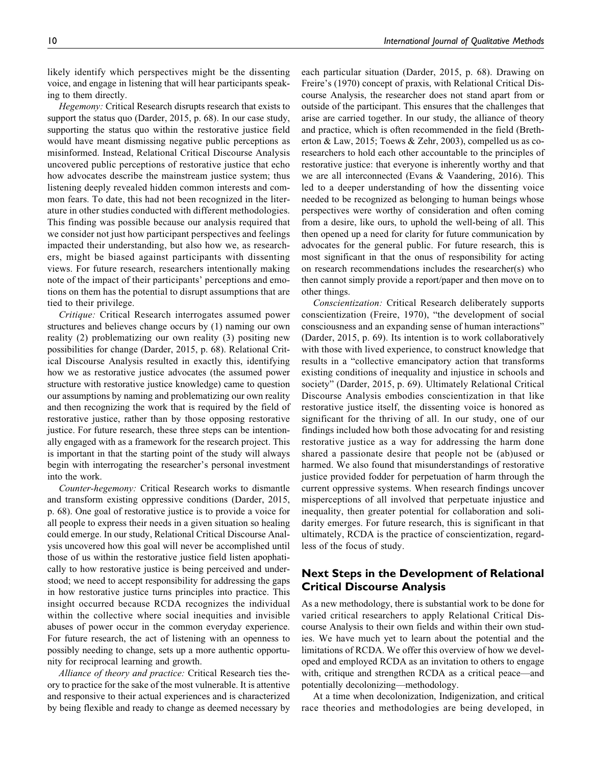likely identify which perspectives might be the dissenting voice, and engage in listening that will hear participants speaking to them directly.

*Hegemony:* Critical Research disrupts research that exists to support the status quo (Darder, 2015, p. 68). In our case study, supporting the status quo within the restorative justice field would have meant dismissing negative public perceptions as misinformed. Instead, Relational Critical Discourse Analysis uncovered public perceptions of restorative justice that echo how advocates describe the mainstream justice system; thus listening deeply revealed hidden common interests and common fears. To date, this had not been recognized in the literature in other studies conducted with different methodologies. This finding was possible because our analysis required that we consider not just how participant perspectives and feelings impacted their understanding, but also how we, as researchers, might be biased against participants with dissenting views. For future research, researchers intentionally making note of the impact of their participants' perceptions and emotions on them has the potential to disrupt assumptions that are tied to their privilege.

*Critique:* Critical Research interrogates assumed power structures and believes change occurs by (1) naming our own reality (2) problematizing our own reality (3) positing new possibilities for change (Darder, 2015, p. 68). Relational Critical Discourse Analysis resulted in exactly this, identifying how we as restorative justice advocates (the assumed power structure with restorative justice knowledge) came to question our assumptions by naming and problematizing our own reality and then recognizing the work that is required by the field of restorative justice, rather than by those opposing restorative justice. For future research, these three steps can be intentionally engaged with as a framework for the research project. This is important in that the starting point of the study will always begin with interrogating the researcher's personal investment into the work.

*Counter-hegemony:* Critical Research works to dismantle and transform existing oppressive conditions (Darder, 2015, p. 68). One goal of restorative justice is to provide a voice for all people to express their needs in a given situation so healing could emerge. In our study, Relational Critical Discourse Analysis uncovered how this goal will never be accomplished until those of us within the restorative justice field listen apophatically to how restorative justice is being perceived and understood; we need to accept responsibility for addressing the gaps in how restorative justice turns principles into practice. This insight occurred because RCDA recognizes the individual within the collective where social inequities and invisible abuses of power occur in the common everyday experience. For future research, the act of listening with an openness to possibly needing to change, sets up a more authentic opportunity for reciprocal learning and growth.

*Alliance of theory and practice:* Critical Research ties theory to practice for the sake of the most vulnerable. It is attentive and responsive to their actual experiences and is characterized by being flexible and ready to change as deemed necessary by each particular situation (Darder, 2015, p. 68). Drawing on Freire's (1970) concept of praxis, with Relational Critical Discourse Analysis, the researcher does not stand apart from or outside of the participant. This ensures that the challenges that arise are carried together. In our study, the alliance of theory and practice, which is often recommended in the field (Bretherton & Law, 2015; Toews & Zehr, 2003), compelled us as co-researchers to hold each other accountable to the principles of restorative justice: that everyone is inherently worthy and that we are all interconnected (Evans & Vaandering, 2016). This led to a deeper understanding of how the dissenting voice needed to be recognized as belonging to human beings whose perspectives were worthy of consideration and often coming from a desire, like ours, to uphold the well-being of all. This then opened up a need for clarity for future communication by advocates for the general public. For future research, this is most significant in that the onus of responsibility for acting on research recommendations includes the researcher(s) who then cannot simply provide a report/paper and then move on to other things.

*Conscientization:* Critical Research deliberately supports conscientization (Freire, 1970), "the development of social consciousness and an expanding sense of human interactions" (Darder, 2015, p. 69). Its intention is to work collaboratively with those with lived experience, to construct knowledge that results in a "collective emancipatory action that transforms existing conditions of inequality and injustice in schools and society" (Darder, 2015, p. 69). Ultimately Relational Critical Discourse Analysis embodies conscientization in that like restorative justice itself, the dissenting voice is honored as significant for the thriving of all. In our study, one of our findings included how both those advocating for and resisting restorative justice as a way for addressing the harm done shared a passionate desire that people not be (ab)used or harmed. We also found that misunderstandings of restorative justice provided fodder for perpetuation of harm through the current oppressive systems. When research findings uncover misperceptions of all involved that perpetuate injustice and inequality, then greater potential for collaboration and solidarity emerges. For future research, this is significant in that ultimately, RCDA is the practice of conscientization, regardless of the focus of study.

## Next Steps in the Development of Relational Critical Discourse Analysis

As a new methodology, there is substantial work to be done for varied critical researchers to apply Relational Critical Discourse Analysis to their own fields and within their own studies. We have much yet to learn about the potential and the limitations of RCDA. We offer this overview of how we developed and employed RCDA as an invitation to others to engage with, critique and strengthen RCDA as a critical peace—and potentially decolonizing—methodology.

At a time when decolonization, Indigenization, and critical race theories and methodologies are being developed, in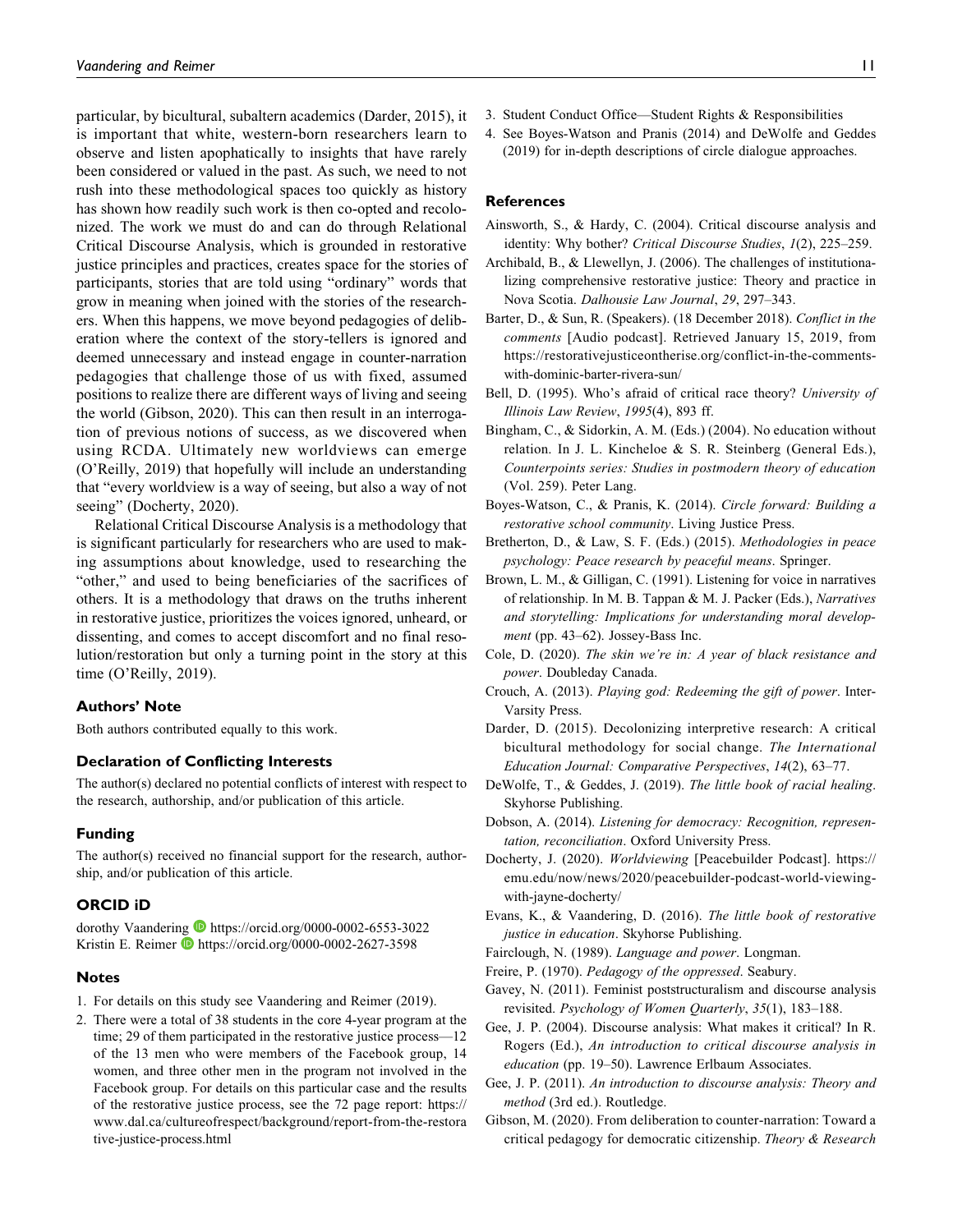particular, by bicultural, subaltern academics (Darder, 2015), it is important that white, western-born researchers learn to observe and listen apophatically to insights that have rarely been considered or valued in the past. As such, we need to not rush into these methodological spaces too quickly as history has shown how readily such work is then co-opted and recolonized. The work we must do and can do through Relational Critical Discourse Analysis, which is grounded in restorative justice principles and practices, creates space for the stories of participants, stories that are told using "ordinary" words that grow in meaning when joined with the stories of the researchers. When this happens, we move beyond pedagogies of deliberation where the context of the story-tellers is ignored and deemed unnecessary and instead engage in counter-narration pedagogies that challenge those of us with fixed, assumed positions to realize there are different ways of living and seeing the world (Gibson, 2020). This can then result in an interrogation of previous notions of success, as we discovered when using RCDA. Ultimately new worldviews can emerge (O'Reilly, 2019) that hopefully will include an understanding that "every worldview is a way of seeing, but also a way of not seeing" (Docherty, 2020).

Relational Critical Discourse Analysis is a methodology that is significant particularly for researchers who are used to making assumptions about knowledge, used to researching the "other," and used to being beneficiaries of the sacrifices of others. It is a methodology that draws on the truths inherent in restorative justice, prioritizes the voices ignored, unheard, or dissenting, and comes to accept discomfort and no final resolution/restoration but only a turning point in the story at this time (O'Reilly, 2019).

## Authors' Note

Both authors contributed equally to this work.

## Declaration of Conflicting Interests

The author(s) declared no potential conflicts of interest with respect to the research, authorship, and/or publication of this article.

## Funding

The author(s) received no financial support for the research, authorship, and/or publication of this article.

## ORCID iD

dorothy Vaandering https://orcid.org/0000-0002-6553-3022
Kristin E. Reimer https://orcid.org/0000-0002-2627-3598

## Notes

1. For details on this study see Vaandering and Reimer (2019).
2. There were a total of 38 students in the core 4-year program at the time; 29 of them participated in the restorative justice process—12 of the 13 men who were members of the Facebook group, 14 women, and three other men in the program not involved in the Facebook group. For details on this particular case and the results of the restorative justice process, see the 72 page report: https://www.dal.ca/cultureofrespect/background/report-from-the-restorative-justice-process.html
3. Student Conduct Office—Student Rights & Responsibilities
4. See Boyes-Watson and Pranis (2014) and DeWolfe and Geddes (2019) for in-depth descriptions of circle dialogue approaches.

## References

Ainsworth, S., & Hardy, C. (2004). Critical discourse analysis and identity: Why bother? *Critical Discourse Studies*, *1*(2), 225–259.

Archibald, B., & Llewellyn, J. (2006). The challenges of institutionalizing comprehensive restorative justice: Theory and practice in Nova Scotia. *Dalhousie Law Journal*, *29*, 297–343.

Barter, D., & Sun, R. (Speakers). (18 December 2018). *Conflict in the comments* [Audio podcast]. Retrieved January 15, 2019, from https://restorativejusticeontherise.org/conflict-in-the-comments-with-dominic-barter-rivera-sun/

Bell, D. (1995). Who's afraid of critical race theory? *University of Illinois Law Review*, *1995*(4), 893 ff.

Bingham, C., & Sidorkin, A. M. (Eds.) (2004). No education without relation. In J. L. Kincheloe & S. R. Steinberg (General Eds.), *Counterpoints series: Studies in postmodern theory of education* (Vol. 259). Peter Lang.

Boyes-Watson, C., & Pranis, K. (2014). *Circle forward: Building a restorative school community*. Living Justice Press.

Bretherton, D., & Law, S. F. (Eds.) (2015). *Methodologies in peace psychology: Peace research by peaceful means*. Springer.

Brown, L. M., & Gilligan, C. (1991). Listening for voice in narratives of relationship. In M. B. Tappan & M. J. Packer (Eds.), *Narratives and storytelling: Implications for understanding moral development* (pp. 43–62). Jossey-Bass Inc.

Cole, D. (2020). *The skin we're in: A year of black resistance and power*. Doubleday Canada.

Crouch, A. (2013). *Playing god: Redeeming the gift of power*. InterVarsity Press.

Darder, D. (2015). Decolonizing interpretive research: A critical bicultural methodology for social change. *The International Education Journal: Comparative Perspectives*, *14*(2), 63–77.

DeWolfe, T., & Geddes, J. (2019). *The little book of racial healing*. Skyhorse Publishing.

Dobson, A. (2014). *Listening for democracy: Recognition, representation, reconciliation*. Oxford University Press.

Docherty, J. (2020). *Worldviewing* [Peacebuilder Podcast]. https://emu.edu/now/news/2020/peacebuilder-podcast-world-viewing-with-jayne-docherty/

Evans, K., & Vaandering, D. (2016). *The little book of restorative justice in education*. Skyhorse Publishing.

Fairclough, N. (1989). *Language and power*. Longman.

Freire, P. (1970). *Pedagogy of the oppressed*. Seabury.

Gavey, N. (2011). Feminist poststructuralism and discourse analysis revisited. *Psychology of Women Quarterly*, *35*(1), 183–188.

Gee, J. P. (2004). Discourse analysis: What makes it critical? In R. Rogers (Ed.), *An introduction to critical discourse analysis in education* (pp. 19–50). Lawrence Erlbaum Associates.

Gee, J. P. (2011). *An introduction to discourse analysis: Theory and method* (3rd ed.). Routledge.

Gibson, M. (2020). From deliberation to counter-narration: Toward a critical pedagogy for democratic citizenship. *Theory & Research*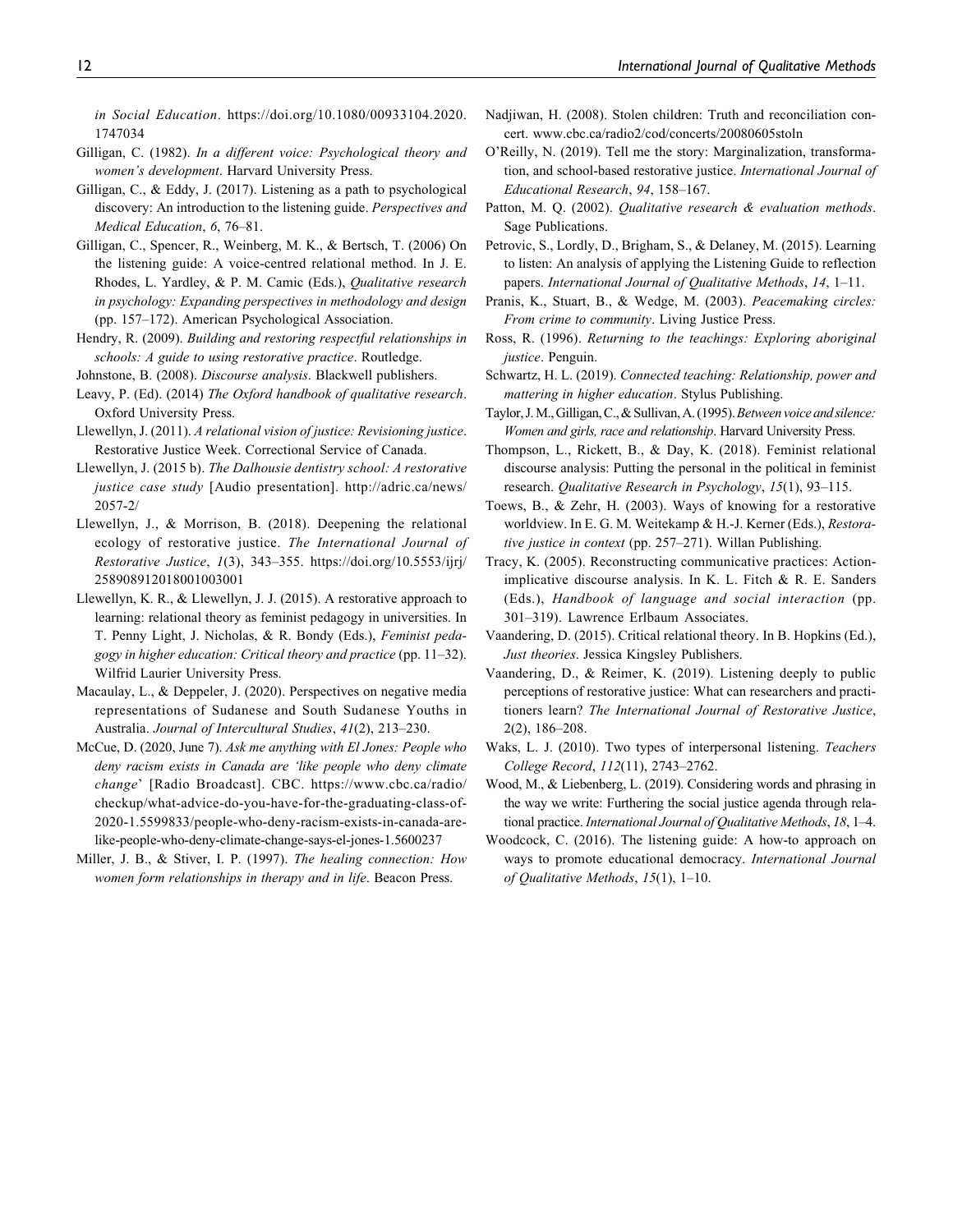*in Social Education*. https://doi.org/10.1080/00933104.2020.1747034

Gilligan, C. (1982). *In a different voice: Psychological theory and women's development*. Harvard University Press.

Gilligan, C., & Eddy, J. (2017). Listening as a path to psychological discovery: An introduction to the listening guide. *Perspectives and Medical Education*, *6*, 76–81.

Gilligan, C., Spencer, R., Weinberg, M. K., & Bertsch, T. (2006) On the listening guide: A voice-centred relational method. In J. E. Rhodes, L. Yardley, & P. M. Camic (Eds.), *Qualitative research in psychology: Expanding perspectives in methodology and design* (pp. 157–172). American Psychological Association.

Hendry, R. (2009). *Building and restoring respectful relationships in schools: A guide to using restorative practice*. Routledge.

Johnstone, B. (2008). *Discourse analysis*. Blackwell publishers.

Leavy, P. (Ed). (2014) *The Oxford handbook of qualitative research*. Oxford University Press.

Llewellyn, J. (2011). *A relational vision of justice: Revisioning justice*. Restorative Justice Week. Correctional Service of Canada.

Llewellyn, J. (2015 b). *The Dalhousie dentistry school: A restorative justice case study* [Audio presentation]. http://adric.ca/news/2057-2/

Llewellyn, J., & Morrison, B. (2018). Deepening the relational ecology of restorative justice. *The International Journal of Restorative Justice*, *1*(3), 343–355. https://doi.org/10.5553/ijrj/258908912018001003001

Llewellyn, K. R., & Llewellyn, J. J. (2015). A restorative approach to learning: relational theory as feminist pedagogy in universities. In T. Penny Light, J. Nicholas, & R. Bondy (Eds.), *Feminist pedagogy in higher education: Critical theory and practice* (pp. 11–32). Wilfrid Laurier University Press.

Macaulay, L., & Deppeler, J. (2020). Perspectives on negative media representations of Sudanese and South Sudanese Youths in Australia. *Journal of Intercultural Studies*, *41*(2), 213–230.

McCue, D. (2020, June 7). *Ask me anything with El Jones: People who deny racism exists in Canada are 'like people who deny climate change*' [Radio Broadcast]. CBC. https://www.cbc.ca/radio/checkup/what-advice-do-you-have-for-the-graduating-class-of-2020-1.5599833/people-who-deny-racism-exists-in-canada-are-like-people-who-deny-climate-change-says-el-jones-1.5600237

Miller, J. B., & Stiver, I. P. (1997). *The healing connection: How women form relationships in therapy and in life*. Beacon Press.

Nadjiwan, H. (2008). Stolen children: Truth and reconciliation concert. www.cbc.ca/radio2/cod/concerts/20080605stoln

O'Reilly, N. (2019). Tell me the story: Marginalization, transformation, and school-based restorative justice. *International Journal of Educational Research*, *94*, 158–167.

Patton, M. Q. (2002). *Qualitative research & evaluation methods*. Sage Publications.

Petrovic, S., Lordly, D., Brigham, S., & Delaney, M. (2015). Learning to listen: An analysis of applying the Listening Guide to reflection papers. *International Journal of Qualitative Methods*, *14*, 1–11.

Pranis, K., Stuart, B., & Wedge, M. (2003). *Peacemaking circles: From crime to community*. Living Justice Press.

Ross, R. (1996). *Returning to the teachings: Exploring aboriginal justice*. Penguin.

Schwartz, H. L. (2019). *Connected teaching: Relationship, power and mattering in higher education*. Stylus Publishing.

Taylor, J. M., Gilligan, C., & Sullivan, A. (1995). *Between voice and silence: Women and girls, race and relationship*. Harvard University Press.

Thompson, L., Rickett, B., & Day, K. (2018). Feminist relational discourse analysis: Putting the personal in the political in feminist research. *Qualitative Research in Psychology*, *15*(1), 93–115.

Toews, B., & Zehr, H. (2003). Ways of knowing for a restorative worldview. In E. G. M. Weitekamp & H.-J. Kerner (Eds.), *Restorative justice in context* (pp. 257–271). Willan Publishing.

Tracy, K. (2005). Reconstructing communicative practices: Action-implicative discourse analysis. In K. L. Fitch & R. E. Sanders (Eds.), *Handbook of language and social interaction* (pp. 301–319). Lawrence Erlbaum Associates.

Vaandering, D. (2015). Critical relational theory. In B. Hopkins (Ed.), *Just theories*. Jessica Kingsley Publishers.

Vaandering, D., & Reimer, K. (2019). Listening deeply to public perceptions of restorative justice: What can researchers and practitioners learn? *The International Journal of Restorative Justice*, 2(2), 186–208.

Waks, L. J. (2010). Two types of interpersonal listening. *Teachers College Record*, *112*(11), 2743–2762.

Wood, M., & Liebenberg, L. (2019). Considering words and phrasing in the way we write: Furthering the social justice agenda through relational practice. *International Journal of Qualitative Methods*, *18*, 1–4.

Woodcock, C. (2016). The listening guide: A how-to approach on ways to promote educational democracy. *International Journal of Qualitative Methods*, *15*(1), 1–10.